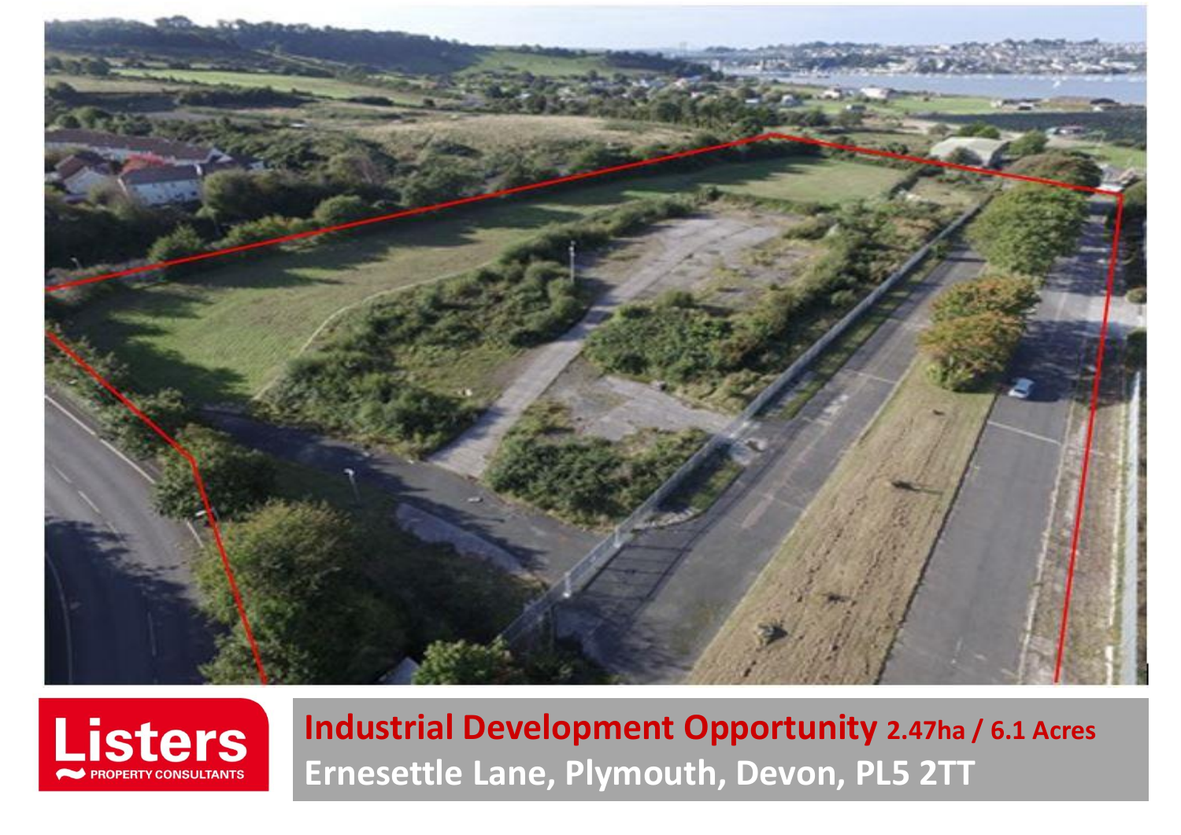Listers
PROPERTY CONSULTANTS

# Industrial Development Opportunity 2.47ha / 6.1 Acres

## Ernesettle Lane, Plymouth, Devon, PL5 2TT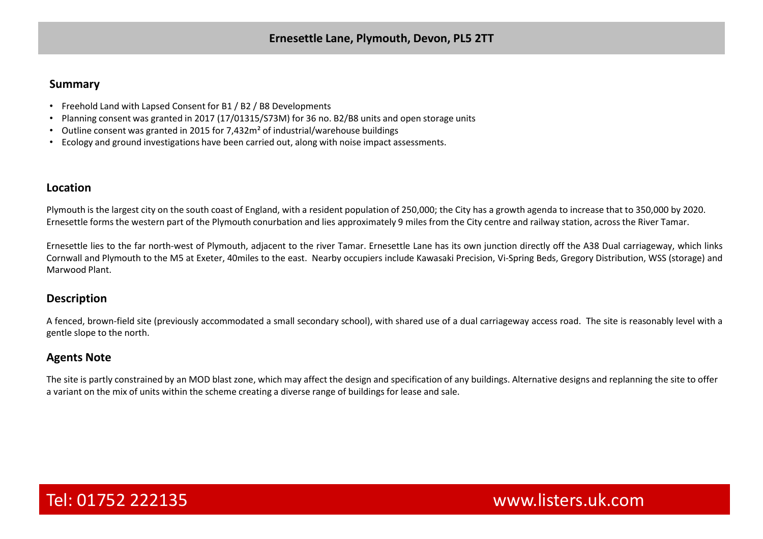# Ernesettle Lane, Plymouth, Devon, PL5 2TT

## Summary

- Freehold Land with Lapsed Consent for B1 / B2 / B8 Developments
- Planning consent was granted in 2017 (17/01315/S73M) for 36 no. B2/B8 units and open storage units
- Outline consent was granted in 2015 for 7,432m² of industrial/warehouse buildings
- Ecology and ground investigations have been carried out, along with noise impact assessments.

## Location

Plymouth is the largest city on the south coast of England, with a resident population of 250,000; the City has a growth agenda to increase that to 350,000 by 2020. Ernesettle forms the western part of the Plymouth conurbation and lies approximately 9 miles from the City centre and railway station, across the River Tamar.

Ernesettle lies to the far north-west of Plymouth, adjacent to the river Tamar. Ernesettle Lane has its own junction directly off the A38 Dual carriageway, which links Cornwall and Plymouth to the M5 at Exeter, 40miles to the east. Nearby occupiers include Kawasaki Precision, Vi-Spring Beds, Gregory Distribution, WSS (storage) and Marwood Plant.

## Description

A fenced, brown-field site (previously accommodated a small secondary school), with shared use of a dual carriageway access road. The site is reasonably level with a gentle slope to the north.

## Agents Note

The site is partly constrained by an MOD blast zone, which may affect the design and specification of any buildings. Alternative designs and replanning the site to offer a variant on the mix of units within the scheme creating a diverse range of buildings for lease and sale.

Tel: 01752 222135 www.listers.uk.com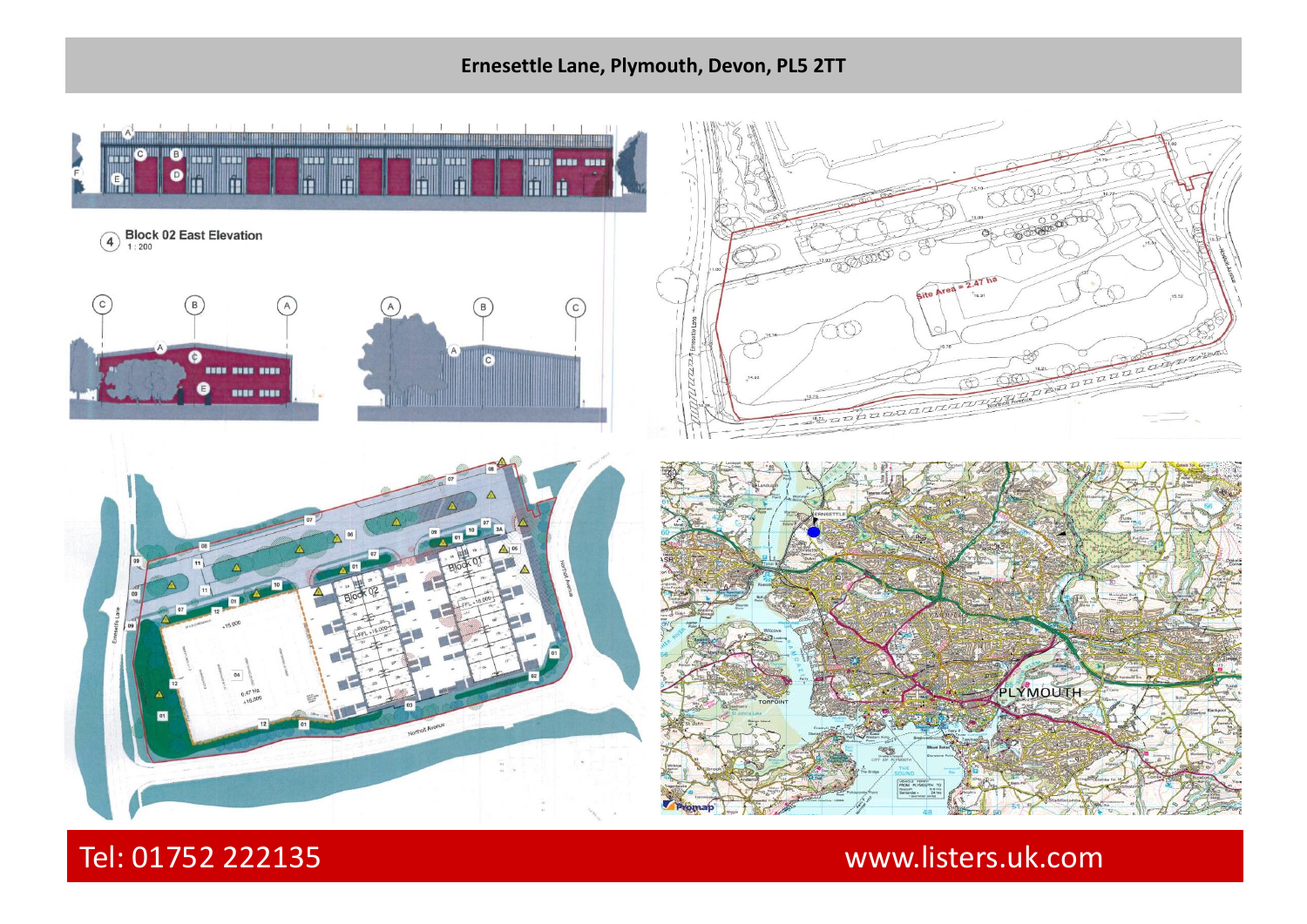**Ernesettle Lane, Plymouth, Devon, PL5 2TT**

Block 02 East Elevation

1 : 200

Site Area = 2.47 ha

Tel: 01752 222135

www.listers.uk.com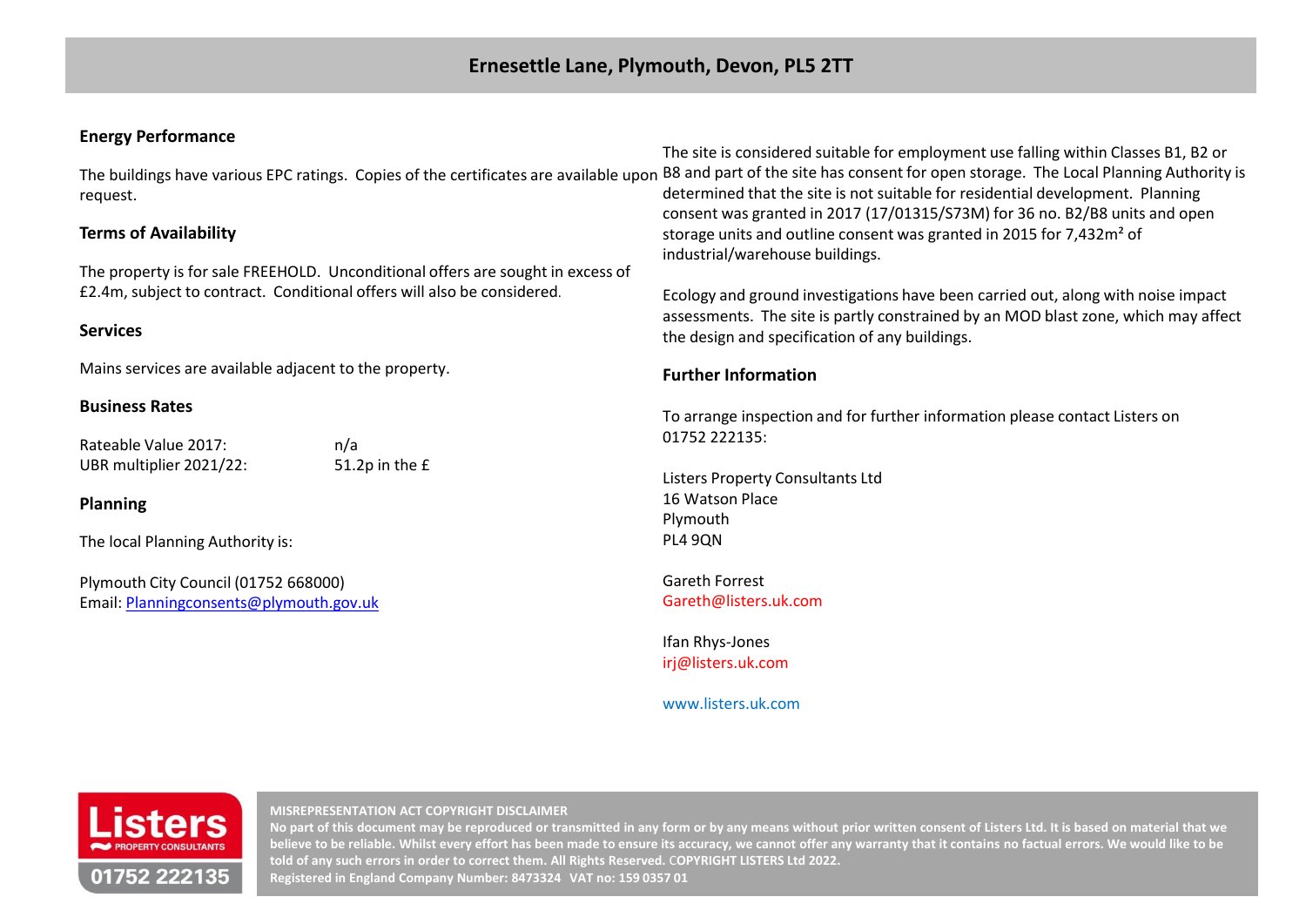# Ernesettle Lane, Plymouth, Devon, PL5 2TT

## Energy Performance

The buildings have various EPC ratings. Copies of the certificates are available upon request.

## Terms of Availability

The property is for sale FREEHOLD. Unconditional offers are sought in excess of £2.4m, subject to contract. Conditional offers will also be considered.

## Services

Mains services are available adjacent to the property.

## Business Rates

| | |
|---|---|
| Rateable Value 2017: | n/a |
| UBR multiplier 2021/22: | 51.2p in the £ |

## Planning

The local Planning Authority is:

Plymouth City Council (01752 668000)
Email: Planningconsents@plymouth.gov.uk

The site is considered suitable for employment use falling within Classes B1, B2 or B8 and part of the site has consent for open storage. The Local Planning Authority is determined that the site is not suitable for residential development. Planning consent was granted in 2017 (17/01315/S73M) for 36 no. B2/B8 units and open storage units and outline consent was granted in 2015 for 7,432m² of industrial/warehouse buildings.

Ecology and ground investigations have been carried out, along with noise impact assessments. The site is partly constrained by an MOD blast zone, which may affect the design and specification of any buildings.

## Further Information

To arrange inspection and for further information please contact Listers on 01752 222135:

Listers Property Consultants Ltd
16 Watson Place
Plymouth
PL4 9QN

Gareth Forrest
Gareth@listers.uk.com

Ifan Rhys-Jones
irj@listers.uk.com

www.listers.uk.com

Listers PROPERTY CONSULTANTS 01752 222135

**MISREPRESENTATION ACT COPYRIGHT DISCLAIMER**
**No part of this document may be reproduced or transmitted in any form or by any means without prior written consent of Listers Ltd. It is based on material that we believe to be reliable. Whilst every effort has been made to ensure its accuracy, we cannot offer any warranty that it contains no factual errors. We would like to be told of any such errors in order to correct them. All Rights Reserved. COPYRIGHT LISTERS Ltd 2022.**
**Registered in England Company Number: 8473324 VAT no: 159 0357 01**